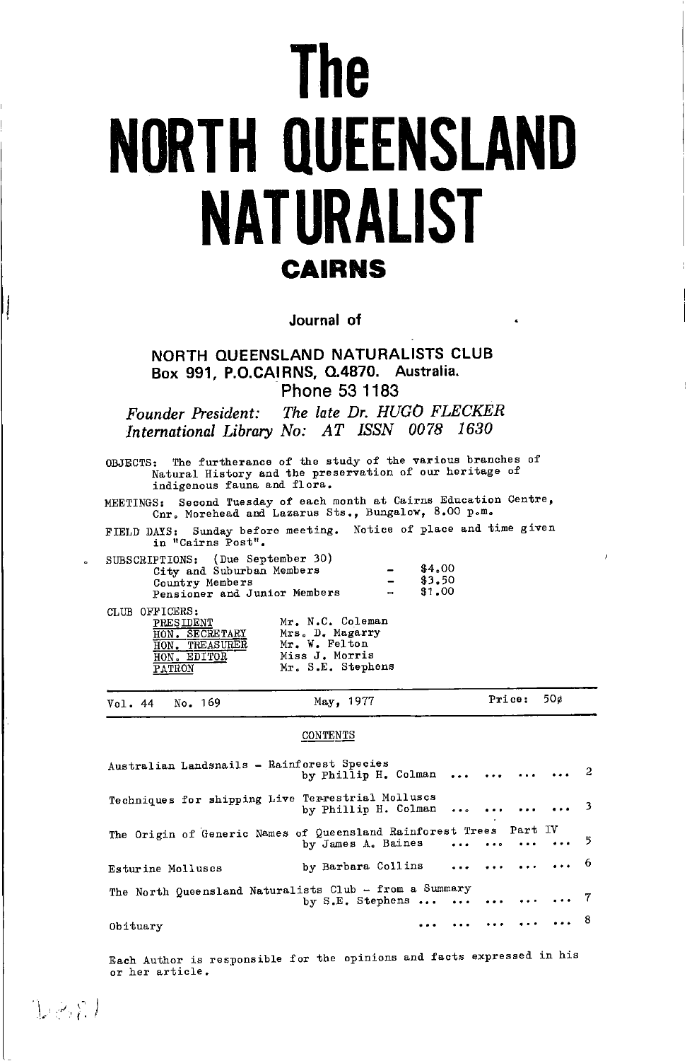# The NORTH QUEENSLAND NATURALIST

## CAIRNS

Journal of

**NORTH QUEENSLAND NATURALISTS CLUB**
**Box 991, P.O.CAIRNS, Q.4870. Australia.**
**Phone 53 1183**

*Founder President: The late Dr. HUGO FLECKER*
*International Library No: AT ISSN 0078 1630*

OBJECTS: The furtherance of the study of the various branches of Natural History and the preservation of our heritage of indigenous fauna and flora.

MEETINGS: Second Tuesday of each month at Cairns Education Centre, Cnr. Morehead and Lazarus Sts., Bungalow, 8.00 p.m.

FIELD DAYS: Sunday before meeting. Notice of place and time given in "Cairns Post".

SUBSCRIPTIONS: (Due September 30)

| | | |
|---|---|---|
| City and Suburban Members | - | $4.00 |
| Country Members | - | $3.50 |
| Pensioner and Junior Members | - | $1.00 |

CLUB OFFICERS:

| | |
|---|---|
| PRESIDENT | Mr. N.C. Coleman |
| HON. SECRETARY | Mrs. D. Magarry |
| HON. TREASURER | Mr. W. Felton |
| HON. EDITOR | Miss J. Morris |
| PATRON | Mr. S.E. Stephens |

Vol. 44 No. 169 May, 1977 Price: 50¢

CONTENTS

| | |
|---|---|
| Australian Landsnails - Rainforest Species by Phillip H. Colman | 2 |
| Techniques for shipping Live Terrestrial Molluscs by Phillip H. Colman | 3 |
| The Origin of Generic Names of Queensland Rainforest Trees Part IV by James A. Baines | 5 |
| Esturine Molluscs by Barbara Collins | 6 |
| The North Queensland Naturalists Club - from a Summary by S.E. Stephens | 7 |
| Obituary | 8 |

Each Author is responsible for the opinions and facts expressed in his or her article.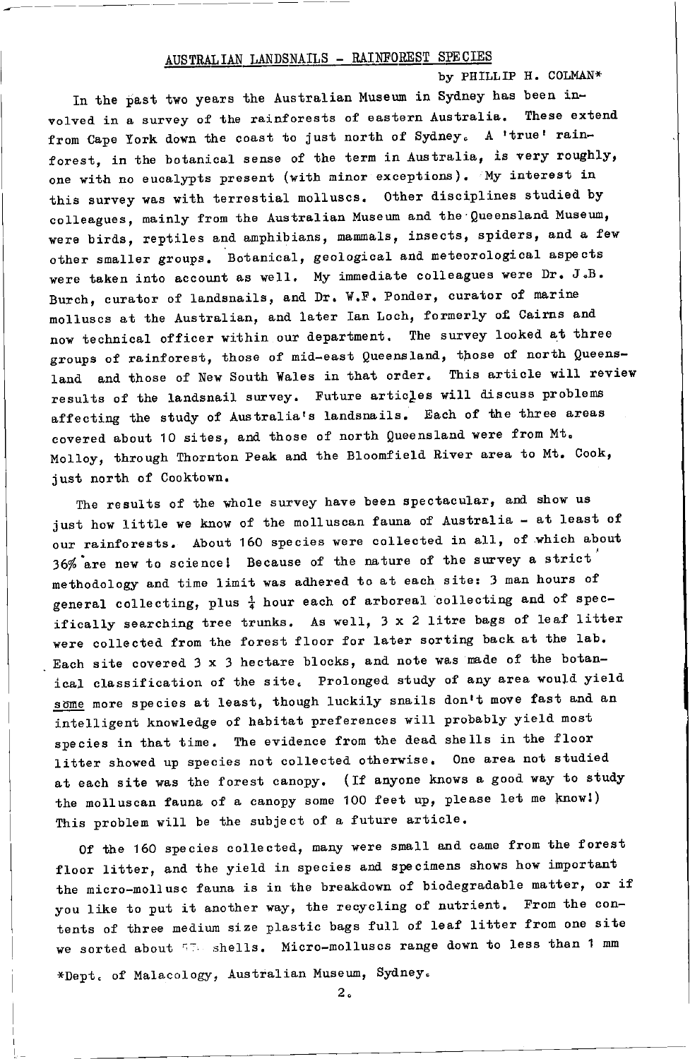## AUSTRALIAN LANDSNAILS - RAINFOREST SPECIES

by PHILLIP H. COLMAN*

In the past two years the Australian Museum in Sydney has been involved in a survey of the rainforests of eastern Australia. These extend from Cape York down the coast to just north of Sydney. A 'true' rainforest, in the botanical sense of the term in Australia, is very roughly, one with no eucalypts present (with minor exceptions). My interest in this survey was with terrestial molluscs. Other disciplines studied by colleagues, mainly from the Australian Museum and the Queensland Museum, were birds, reptiles and amphibians, mammals, insects, spiders, and a few other smaller groups. Botanical, geological and meteorological aspects were taken into account as well. My immediate colleagues were Dr. J.B. Burch, curator of landsnails, and Dr. W.F. Ponder, curator of marine molluscs at the Australian, and later Ian Loch, formerly of Cairns and now technical officer within our department. The survey looked at three groups of rainforest, those of mid-east Queensland, those of north Queensland and those of New South Wales in that order. This article will review results of the landsnail survey. Future articles will discuss problems affecting the study of Australia's landsnails. Each of the three areas covered about 10 sites, and those of north Queensland were from Mt. Molloy, through Thornton Peak and the Bloomfield River area to Mt. Cook, just north of Cooktown.

The results of the whole survey have been spectacular, and show us just how little we know of the molluscan fauna of Australia - at least of our rainforests. About 160 species were collected in all, of which about 36% are new to science! Because of the nature of the survey a strict methodology and time limit was adhered to at each site: 3 man hours of general collecting, plus $\frac{1}{4}$ hour each of arboreal collecting and of specifically searching tree trunks. As well, 3 x 2 litre bags of leaf litter were collected from the forest floor for later sorting back at the lab. Each site covered 3 x 3 hectare blocks, and note was made of the botanical classification of the site. Prolonged study of any area would yield <u>some</u> more species at least, though luckily snails don't move fast and an intelligent knowledge of habitat preferences will probably yield most species in that time. The evidence from the dead shells in the floor litter showed up species not collected otherwise. One area not studied at each site was the forest canopy. (If anyone knows a good way to study the molluscan fauna of a canopy some 100 feet up, please let me know!) This problem will be the subject of a future article.

Of the 160 species collected, many were small and came from the forest floor litter, and the yield in species and specimens shows how important the micro-mollusc fauna is in the breakdown of biodegradable matter, or if you like to put it another way, the recycling of nutrient. From the contents of three medium size plastic bags full of leaf litter from one site we sorted about 57 shells. Micro-molluscs range down to less than 1 mm

*Dept. of Malacology, Australian Museum, Sydney.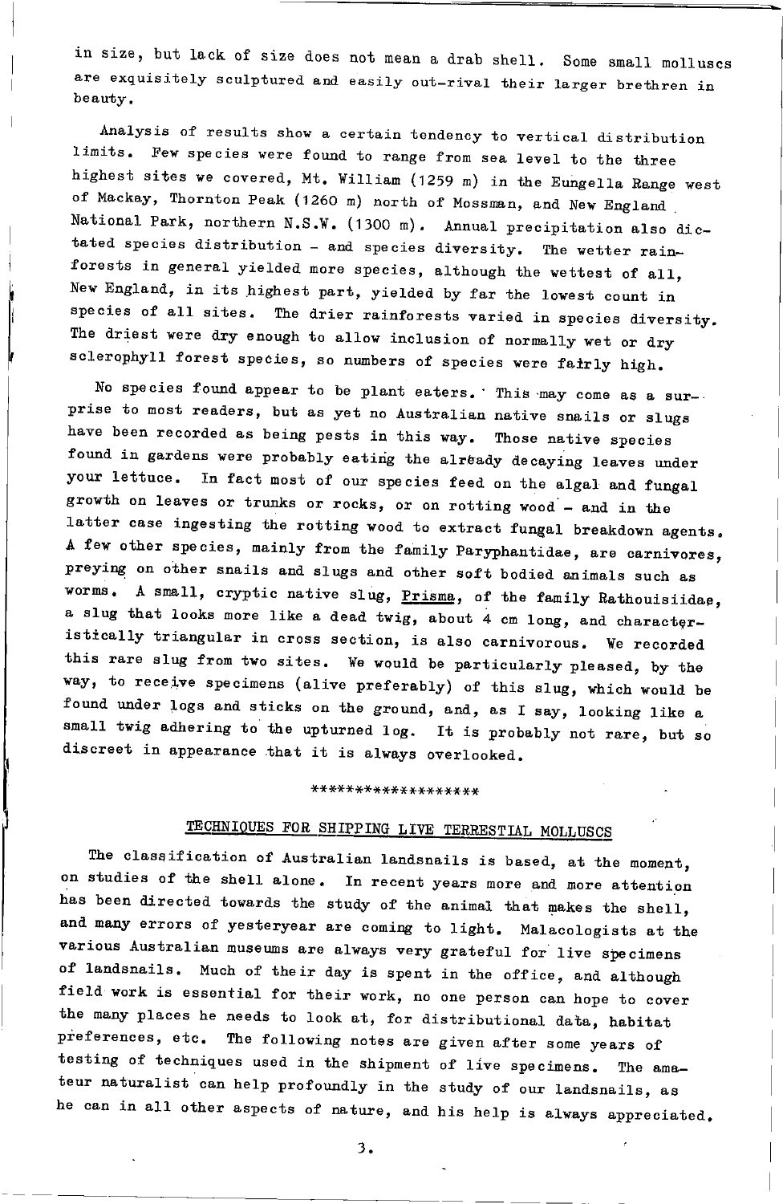in size, but lack of size does not mean a drab shell. Some small molluscs are exquisitely sculptured and easily out-rival their larger brethren in beauty.

Analysis of results show a certain tendency to vertical distribution limits. Few species were found to range from sea level to the three highest sites we covered, Mt. William (1259 m) in the Eungella Range west of Mackay, Thornton Peak (1260 m) north of Mossman, and New England National Park, northern N.S.W. (1300 m). Annual precipitation also dictated species distribution - and species diversity. The wetter rainforests in general yielded more species, although the wettest of all, New England, in its highest part, yielded by far the lowest count in species of all sites. The drier rainforests varied in species diversity. The driest were dry enough to allow inclusion of normally wet or dry sclerophyll forest species, so numbers of species were fairly high.

No species found appear to be plant eaters. This may come as a surprise to most readers, but as yet no Australian native snails or slugs have been recorded as being pests in this way. Those native species found in gardens were probably eating the already decaying leaves under your lettuce. In fact most of our species feed on the algal and fungal growth on leaves or trunks or rocks, or on rotting wood - and in the latter case ingesting the rotting wood to extract fungal breakdown agents. A few other species, mainly from the family Paryphantidae, are carnivores, preying on other snails and slugs and other soft bodied animals such as worms. A small, cryptic native slug, _Prisma_, of the family Rathouisiidae, a slug that looks more like a dead twig, about 4 cm long, and characteristically triangular in cross section, is also carnivorous. We recorded this rare slug from two sites. We would be particularly pleased, by the way, to receive specimens (alive preferably) of this slug, which would be found under logs and sticks on the ground, and, as I say, looking like a small twig adhering to the upturned log. It is probably not rare, but so discreet in appearance that it is always overlooked.

******************

## TECHNIQUES FOR SHIPPING LIVE TERRESTIAL MOLLUSCS

The classification of Australian landsnails is based, at the moment, on studies of the shell alone. In recent years more and more attention has been directed towards the study of the animal that makes the shell, and many errors of yesteryear are coming to light. Malacologists at the various Australian museums are always very grateful for live specimens of landsnails. Much of their day is spent in the office, and although field work is essential for their work, no one person can hope to cover the many places he needs to look at, for distributional data, habitat preferences, etc. The following notes are given after some years of testing of techniques used in the shipment of live specimens. The amateur naturalist can help profoundly in the study of our landsnails, as he can in all other aspects of nature, and his help is always appreciated.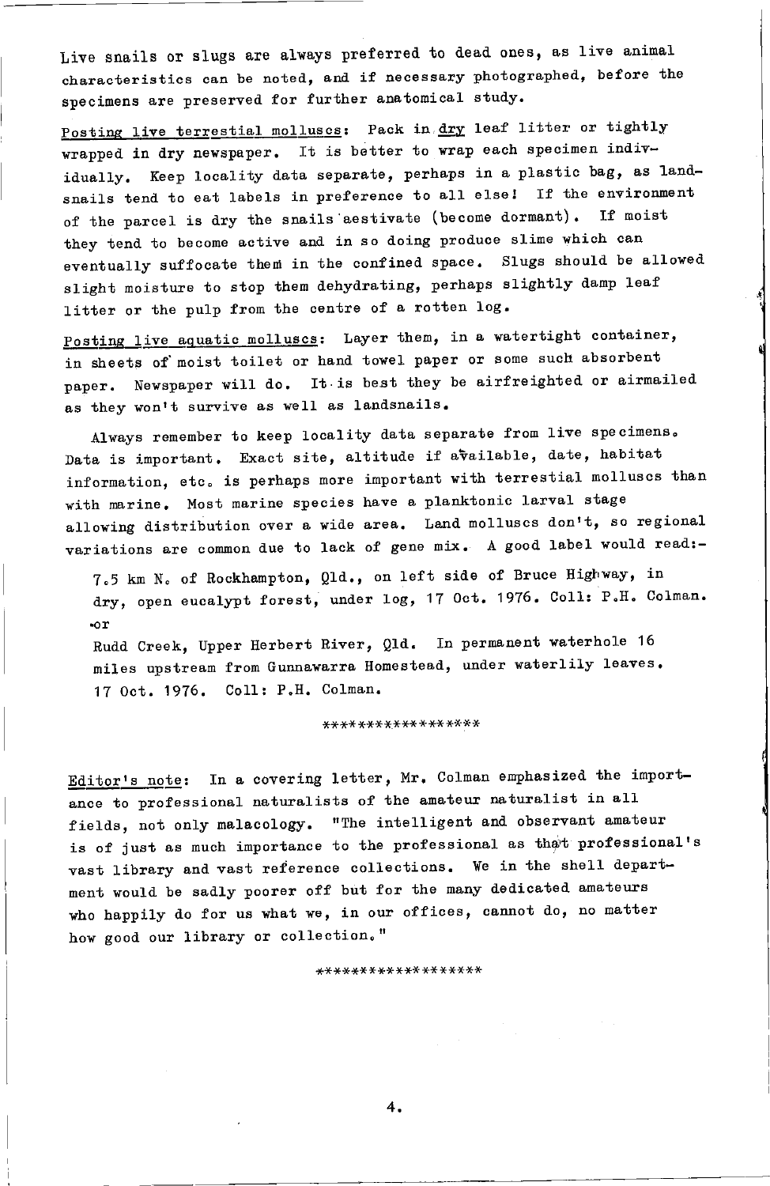Live snails or slugs are always preferred to dead ones, as live animal characteristics can be noted, and if necessary photographed, before the specimens are preserved for further anatomical study.

Posting live terrestial molluscs: Pack in dry leaf litter or tightly wrapped in dry newspaper. It is better to wrap each specimen individually. Keep locality data separate, perhaps in a plastic bag, as landsnails tend to eat labels in preference to all else! If the environment of the parcel is dry the snails aestivate (become dormant). If moist they tend to become active and in so doing produce slime which can eventually suffocate them in the confined space. Slugs should be allowed slight moisture to stop them dehydrating, perhaps slightly damp leaf litter or the pulp from the centre of a rotten log.

Posting live aquatic molluscs: Layer them, in a watertight container, in sheets of moist toilet or hand towel paper or some such absorbent paper. Newspaper will do. It is best they be airfreighted or airmailed as they won't survive as well as landsnails.

Always remember to keep locality data separate from live specimens. Data is important. Exact site, altitude if available, date, habitat information, etc. is perhaps more important with terrestial molluscs than with marine. Most marine species have a planktonic larval stage allowing distribution over a wide area. Land molluscs don't, so regional variations are common due to lack of gene mix. A good label would read:-

> 7.5 km N. of Rockhampton, Qld., on left side of Bruce Highway, in dry, open eucalypt forest, under log, 17 Oct. 1976. Coll: P.H. Colman.
>
> -or
>
> Rudd Creek, Upper Herbert River, Qld. In permanent waterhole 16 miles upstream from Gunnawarra Homestead, under waterlily leaves. 17 Oct. 1976. Coll: P.H. Colman.

*****************

Editor's note: In a covering letter, Mr. Colman emphasized the importance to professional naturalists of the amateur naturalist in all fields, not only malacology. "The intelligent and observant amateur is of just as much importance to the professional as that professional's vast library and vast reference collections. We in the shell department would be sadly poorer off but for the many dedicated amateurs who happily do for us what we, in our offices, cannot do, no matter how good our library or collection."

******************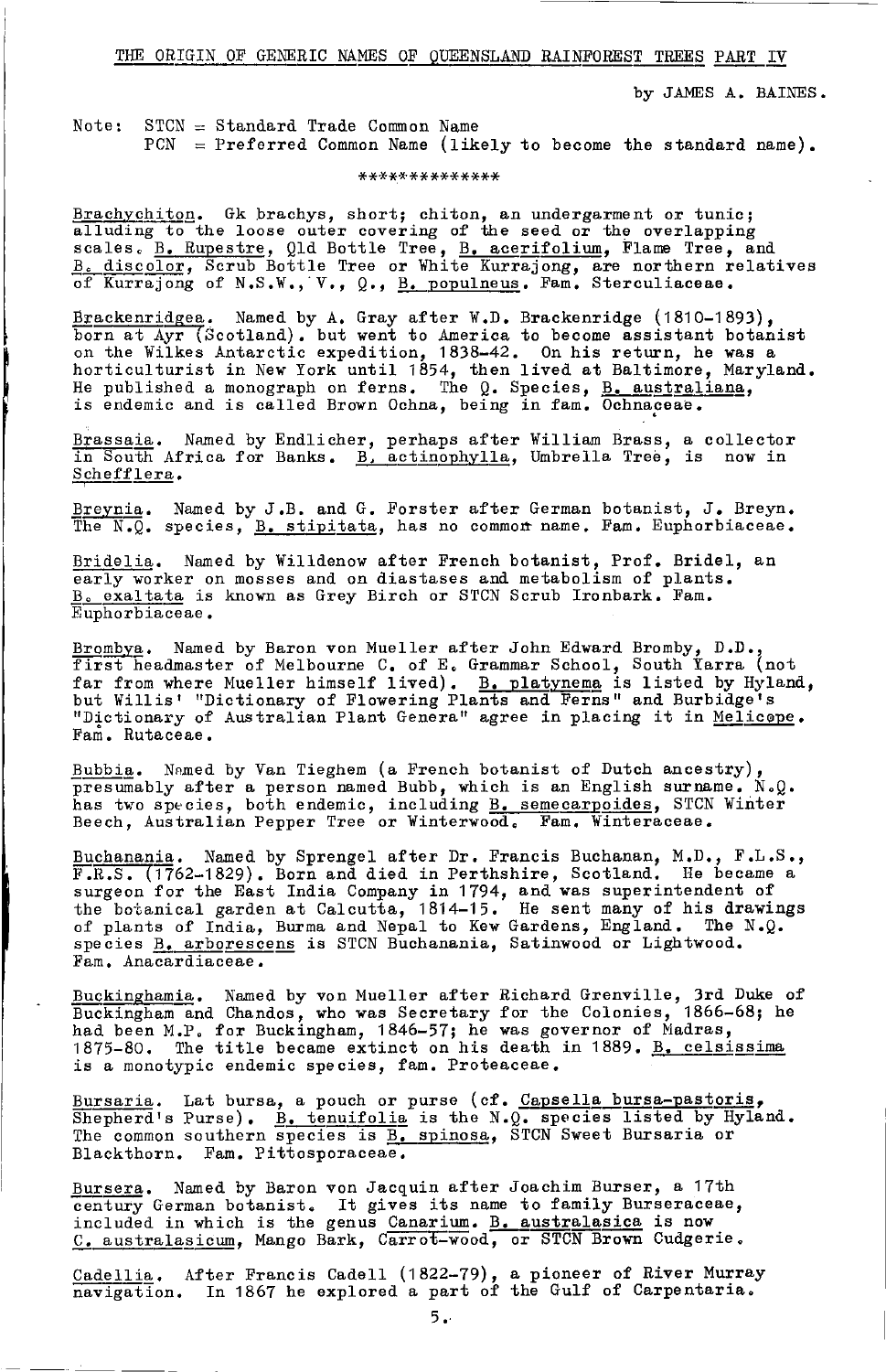THE ORIGIN OF GENERIC NAMES OF QUEENSLAND RAINFOREST TREES PART IV

by JAMES A. BAINES.

Note: STCN = Standard Trade Common Name
PCN = Preferred Common Name (likely to become the standard name).

\*\*\*\*\*\*\*\*\*\*\*\*\*\*

Brachychiton. Gk brachys, short; chiton, an undergarment or tunic; alluding to the loose outer covering of the seed or the overlapping scales. B. Rupestre, Qld Bottle Tree, B. acerifolium, Flame Tree, and B. discolor, Scrub Bottle Tree or White Kurrajong, are northern relatives of Kurrajong of N.S.W., V., Q., B. populneus. Fam. Sterculiaceae.

Brackenridgea. Named by A. Gray after W.D. Brackenridge (1810-1893), born at Ayr (Scotland). but went to America to become assistant botanist on the Wilkes Antarctic expedition, 1838-42. On his return, he was a horticulturist in New York until 1854, then lived at Baltimore, Maryland. He published a monograph on ferns. The Q. Species, B. australiana, is endemic and is called Brown Ochna, being in fam. Ochnaceae.

Brassaia. Named by Endlicher, perhaps after William Brass, a collector in South Africa for Banks. B. actinophylla, Umbrella Tree, is now in Schefflera.

Breynia. Named by J.B. and G. Forster after German botanist, J. Breyn. The N.Q. species, B. stipitata, has no common name. Fam. Euphorbiaceae.

Bridelia. Named by Willdenow after French botanist, Prof. Bridel, an early worker on mosses and on diastases and metabolism of plants. B. exaltata is known as Grey Birch or STCN Scrub Ironbark. Fam. Euphorbiaceae.

Brombya. Named by Baron von Mueller after John Edward Bromby, D.D., first headmaster of Melbourne C. of E. Grammar School, South Yarra (not far from where Mueller himself lived). B. platynema is listed by Hyland, but Willis' "Dictionary of Flowering Plants and Ferns" and Burbidge's "Dictionary of Australian Plant Genera" agree in placing it in Melicope. Fam. Rutaceae.

Bubbia. Named by Van Tieghem (a French botanist of Dutch ancestry), presumably after a person named Bubb, which is an English surname. N.Q. has two species, both endemic, including B. semecarpoides, STCN Winter Beech, Australian Pepper Tree or Winterwood. Fam. Winteraceae.

Buchanania. Named by Sprengel after Dr. Francis Buchanan, M.D., F.L.S., F.R.S. (1762-1829). Born and died in Perthshire, Scotland. He became a surgeon for the East India Company in 1794, and was superintendent of the botanical garden at Calcutta, 1814-15. He sent many of his drawings of plants of India, Burma and Nepal to Kew Gardens, England. The N.Q. species B. arborescens is STCN Buchanania, Satinwood or Lightwood. Fam. Anacardiaceae.

Buckinghamia. Named by von Mueller after Richard Grenville, 3rd Duke of Buckingham and Chandos, who was Secretary for the Colonies, 1866-68; he had been M.P. for Buckingham, 1846-57; he was governor of Madras, 1875-80. The title became extinct on his death in 1889. B. celsissima is a monotypic endemic species, fam. Proteaceae.

Bursaria. Lat bursa, a pouch or purse (cf. Capsella bursa-pastoris, Shepherd's Purse). B. tenuifolia is the N.Q. species listed by Hyland. The common southern species is B. spinosa, STCN Sweet Bursaria or Blackthorn. Fam. Pittosporaceae.

Bursera. Named by Baron von Jacquin after Joachim Burser, a 17th century German botanist. It gives its name to family Burseraceae, included in which is the genus Canarium. B. australasica is now C. australasicum, Mango Bark, Carrot-wood, or STCN Brown Cudgerie.

Cadellia. After Francis Cadell (1822-79), a pioneer of River Murray navigation. In 1867 he explored a part of the Gulf of Carpentaria.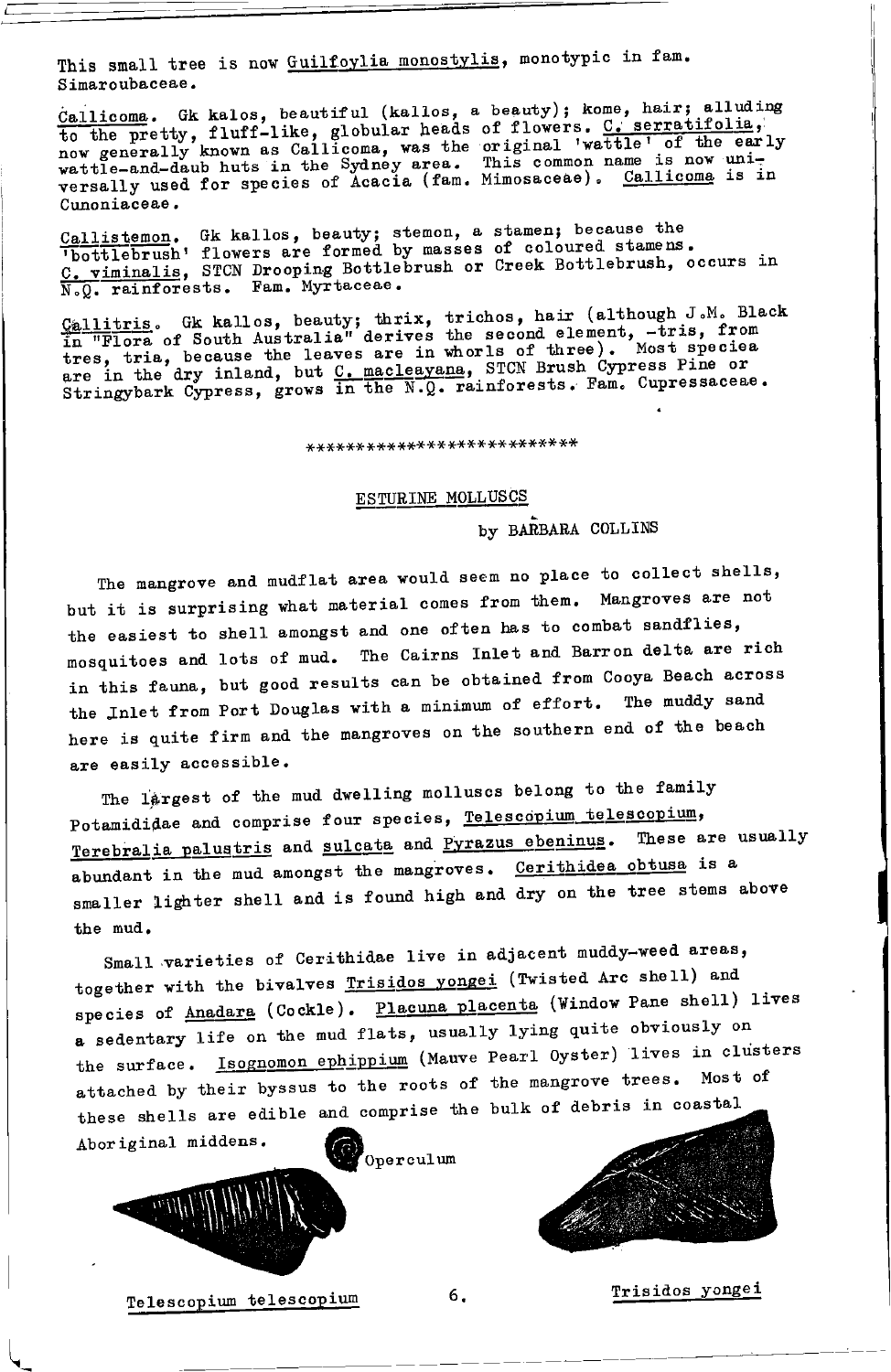This small tree is now Guilfoylia monostylis, monotypic in fam. Simaroubaceae.

Callicoma. Gk kalos, beautiful (kallos, a beauty); kome, hair; alluding to the pretty, fluff-like, globular heads of flowers. C. serratifolia, now generally known as Callicoma, was the original 'wattle' of the early wattle-and-daub huts in the Sydney area. This common name is now universally used for species of Acacia (fam. Mimosaceae). Callicoma is in Cunoniaceae.

Callistemon. Gk kallos, beauty; stemon, a stamen; because the 'bottlebrush' flowers are formed by masses of coloured stamens. C. viminalis, STCN Drooping Bottlebrush or Creek Bottlebrush, occurs in N.Q. rainforests. Fam. Myrtaceae.

Callitris. Gk kallos, beauty; thrix, trichos, hair (although J.M. Black in "Flora of South Australia" derives the second element, -tris, from tres, tria, because the leaves are in whorls of three). Most speciea are in the dry inland, but C. macleayana, STCN Brush Cypress Pine or Stringybark Cypress, grows in the N.Q. rainforests. Fam. Cupressaceae.

\*\*\*\*\*\*\*\*\*\*\*\*\*\*\*\*\*\*\*\*\*\*\*\*\*\*

## ESTURINE MOLLUSCS

by BARBARA COLLINS

The mangrove and mudflat area would seem no place to collect shells, but it is surprising what material comes from them. Mangroves are not the easiest to shell amongst and one often has to combat sandflies, mosquitoes and lots of mud. The Cairns Inlet and Barron delta are rich in this fauna, but good results can be obtained from Cooya Beach across the Inlet from Port Douglas with a minimum of effort. The muddy sand here is quite firm and the mangroves on the southern end of the beach are easily accessible.

The largest of the mud dwelling molluscs belong to the family Potamididae and comprise four species, Telescopium telescopium, Terebralia palustris and sulcata and Pyrazus ebeninus. These are usually abundant in the mud amongst the mangroves. Cerithidea obtusa is a smaller lighter shell and is found high and dry on the tree stems above the mud.

Small varieties of Cerithidae live in adjacent muddy-weed areas, together with the bivalves Trisidos yongei (Twisted Arc shell) and species of Anadara (Cockle). Placuna placenta (Window Pane shell) lives a sedentary life on the mud flats, usually lying quite obviously on the surface. Isognomon ephippium (Mauve Pearl Oyster) lives in clusters attached by their byssus to the roots of the mangrove trees. Most of these shells are edible and comprise the bulk of debris in coastal Aboriginal middens.

Operculum

Telescopium telescopium

Trisidos yongei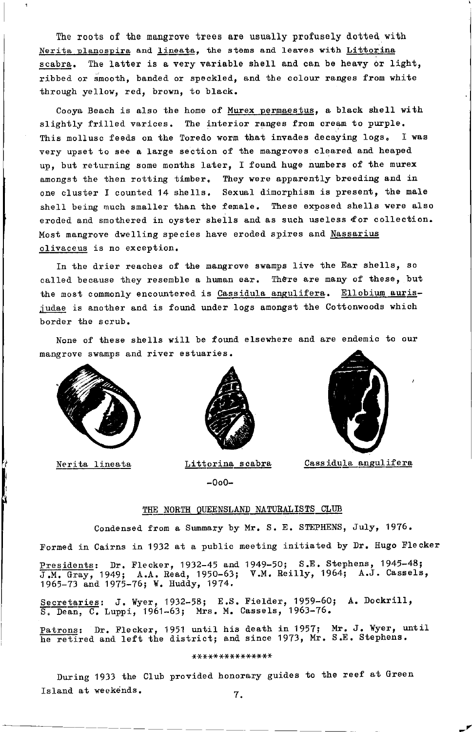The roots of the mangrove trees are usually profusely dotted with Nerita planospira and lineata, the stems and leaves with Littorina scabra. The latter is a very variable shell and can be heavy or light, ribbed or smooth, banded or speckled, and the colour ranges from white through yellow, red, brown, to black.

Cooya Beach is also the home of Murex permaestus, a black shell with slightly frilled varices. The interior ranges from cream to purple. This mollusc feeds on the Toredo worm that invades decaying logs. I was very upset to see a large section of the mangroves cleared and heaped up, but returning some months later, I found huge numbers of the murex amongst the then rotting timber. They were apparently breeding and in one cluster I counted 14 shells. Sexual dimorphism is present, the male shell being much smaller than the female. These exposed shells were also eroded and smothered in oyster shells and as such useless for collection. Most mangrove dwelling species have eroded spires and Nassarius olivaceus is no exception.

In the drier reaches of the mangrove swamps live the Ear shells, so called because they resemble a human ear. There are many of these, but the most commonly encountered is Cassidula angulifera. Ellobium aurisjudae is another and is found under logs amongst the Cottonwoods which border the scrub.

None of these shells will be found elsewhere and are endemic to our mangrove swamps and river estuaries.

Nerita lineata — Littorina scabra — Cassidula angulifera

-0o0-

## THE NORTH QUEENSLAND NATURALISTS CLUB

Condensed from a Summary by Mr. S. E. STEPHENS, July, 1976.

Formed in Cairns in 1932 at a public meeting initiated by Dr. Hugo Flecker

Presidents: Dr. Flecker, 1932-45 and 1949-50; S.E. Stephens, 1945-48; J.M. Gray, 1949; A.A. Read, 1950-63; V.M. Reilly, 1964; A.J. Cassels, 1965-73 and 1975-76; W. Huddy, 1974.

Secretaries: J. Wyer, 1932-58; E.S. Fielder, 1959-60; A. Dockrill, S. Dean, C. Luppi, 1961-63; Mrs. M. Cassels, 1963-76.

Patrons: Dr. Flecker, 1951 until his death in 1957; Mr. J. Wyer, until he retired and left the district; and since 1973, Mr. S.E. Stephens.

***************

During 1933 the Club provided honorary guides to the reef at Green Island at weekends.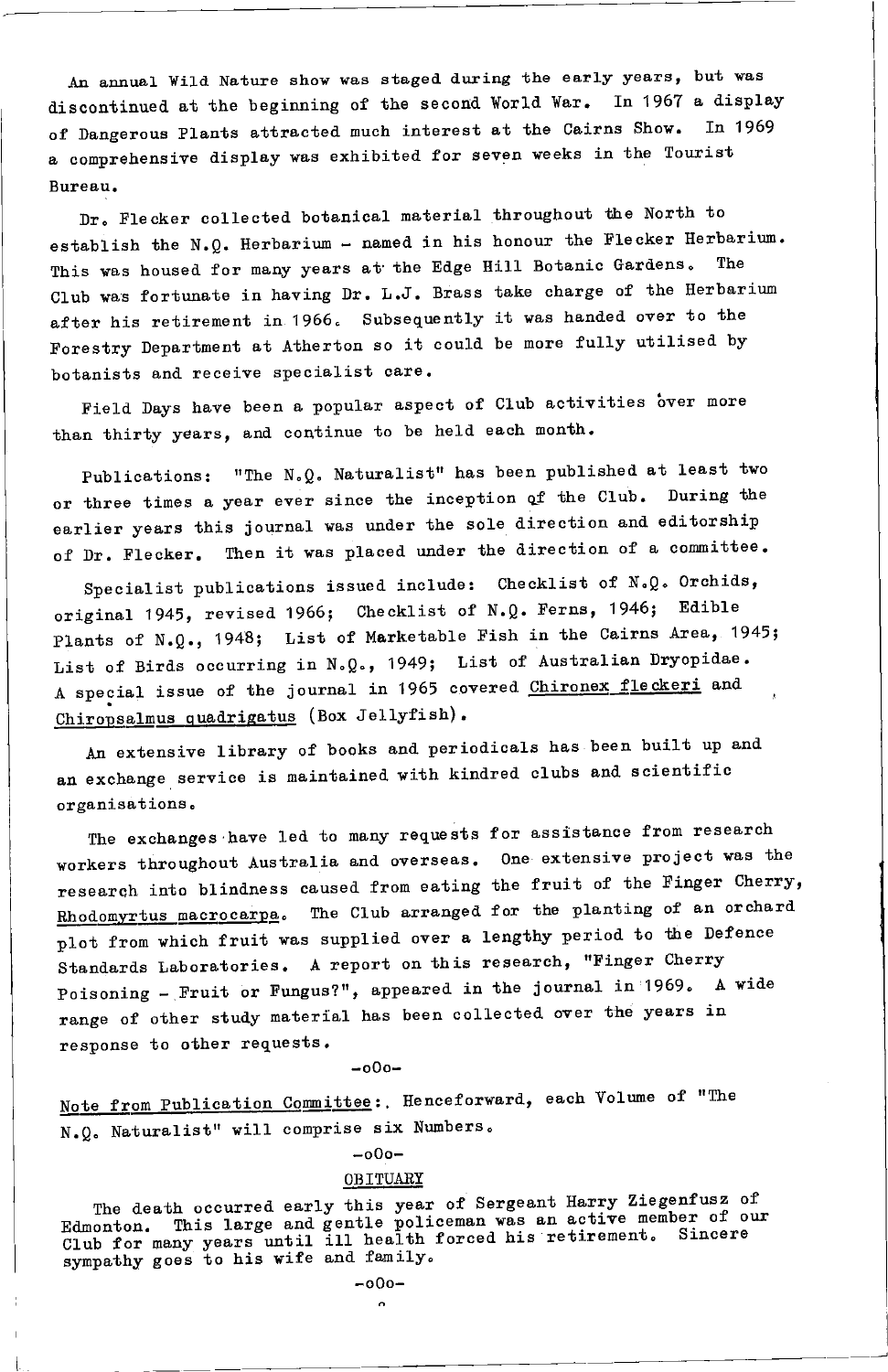An annual Wild Nature show was staged during the early years, but was discontinued at the beginning of the second World War. In 1967 a display of Dangerous Plants attracted much interest at the Cairns Show. In 1969 a comprehensive display was exhibited for seven weeks in the Tourist Bureau.

Dr. Flecker collected botanical material throughout the North to establish the N.Q. Herbarium - named in his honour the Flecker Herbarium. This was housed for many years at the Edge Hill Botanic Gardens. The Club was fortunate in having Dr. L.J. Brass take charge of the Herbarium after his retirement in 1966. Subsequently it was handed over to the Forestry Department at Atherton so it could be more fully utilised by botanists and receive specialist care.

Field Days have been a popular aspect of Club activities over more than thirty years, and continue to be held each month.

Publications: "The N.Q. Naturalist" has been published at least two or three times a year ever since the inception of the Club. During the earlier years this journal was under the sole direction and editorship of Dr. Flecker. Then it was placed under the direction of a committee.

Specialist publications issued include: Checklist of N.Q. Orchids, original 1945, revised 1966; Checklist of N.Q. Ferns, 1946; Edible Plants of N.Q., 1948; List of Marketable Fish in the Cairns Area, 1945; List of Birds occurring in N.Q., 1949; List of Australian Dryopidae. A special issue of the journal in 1965 covered Chironex fleckeri and Chiropsalmus quadrigatus (Box Jellyfish).

An extensive library of books and periodicals has been built up and an exchange service is maintained with kindred clubs and scientific organisations.

The exchanges have led to many requests for assistance from research workers throughout Australia and overseas. One extensive project was the research into blindness caused from eating the fruit of the Finger Cherry, Rhodomyrtus macrocarpa. The Club arranged for the planting of an orchard plot from which fruit was supplied over a lengthy period to the Defence Standards Laboratories. A report on this research, "Finger Cherry Poisoning - Fruit or Fungus?", appeared in the journal in 1969. A wide range of other study material has been collected over the years in response to other requests.

-oOo-

Note from Publication Committee: Henceforward, each Volume of "The N.Q. Naturalist" will comprise six Numbers.

-oOo-

## OBITUARY

The death occurred early this year of Sergeant Harry Ziegenfusz of Edmonton. This large and gentle policeman was an active member of our Club for many years until ill health forced his retirement. Sincere sympathy goes to his wife and family.

-oOo-